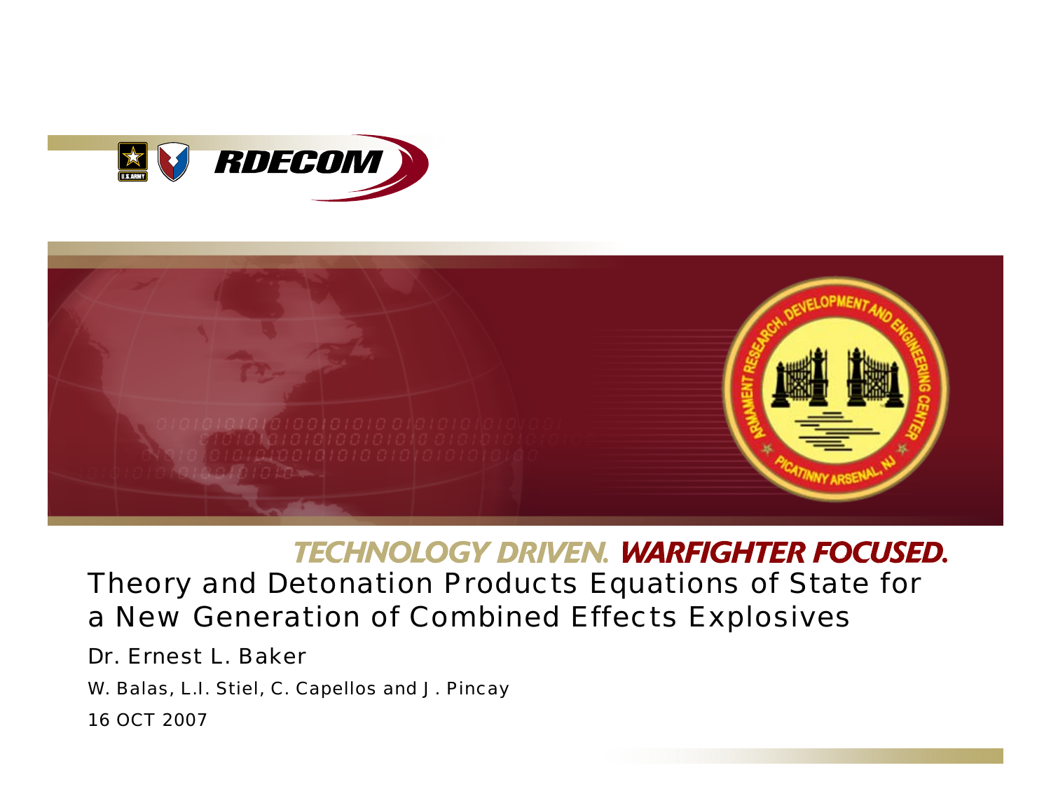RDECOM

TECHNOLOGY DRIVEN. WARFIGHTER FOCUSED.

# Theory and Detonation Products Equations of State for a New Generation of Combined Effects Explosives

Dr. Ernest L. Baker

W. Balas, L.I. Stiel, C. Capellos and J. Pincay

16 OCT 2007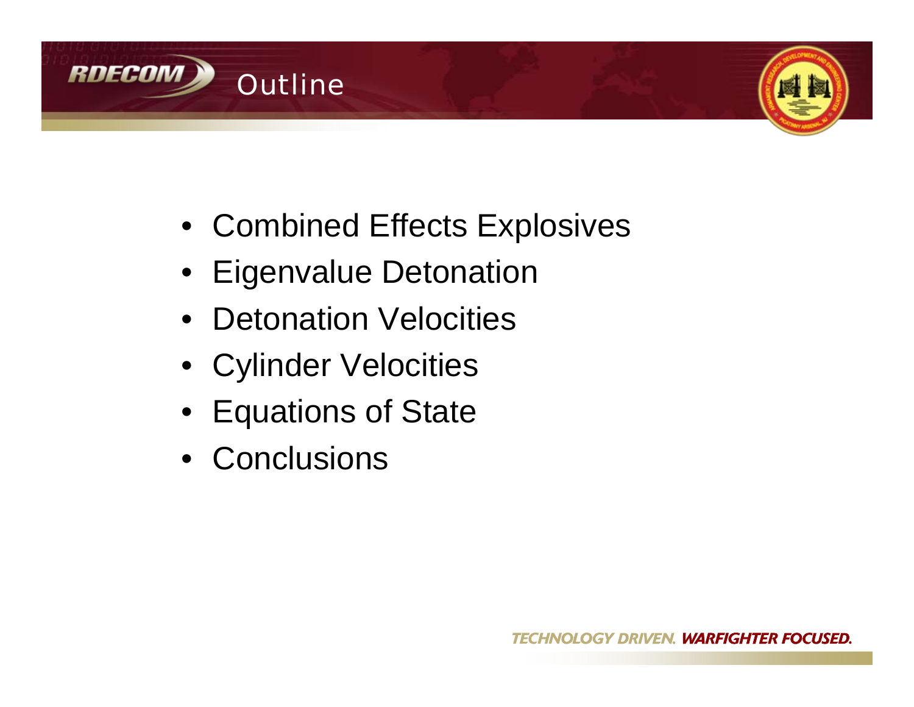# Outline

- Combined Effects Explosives
- Eigenvalue Detonation
- Detonation Velocities
- Cylinder Velocities
- Equations of State
- Conclusions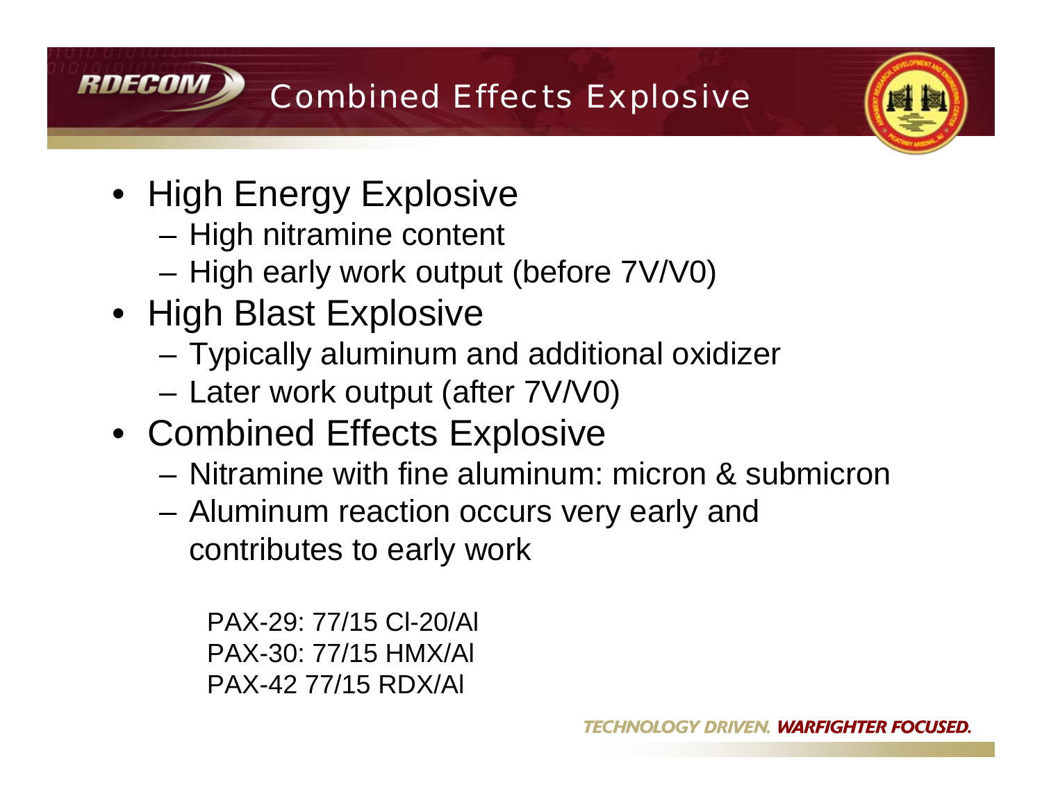# Combined Effects Explosive

- High Energy Explosive
  - High nitramine content
  - High early work output (before $7V/V_0$)
- High Blast Explosive
  - Typically aluminum and additional oxidizer
  - Later work output (after $7V/V_0$)
- Combined Effects Explosive
  - Nitramine with fine aluminum: micron & submicron
  - Aluminum reaction occurs very early and contributes to early work

PAX-29: 77/15 Cl-20/Al
PAX-30: 77/15 HMX/Al
PAX-42 77/15 RDX/Al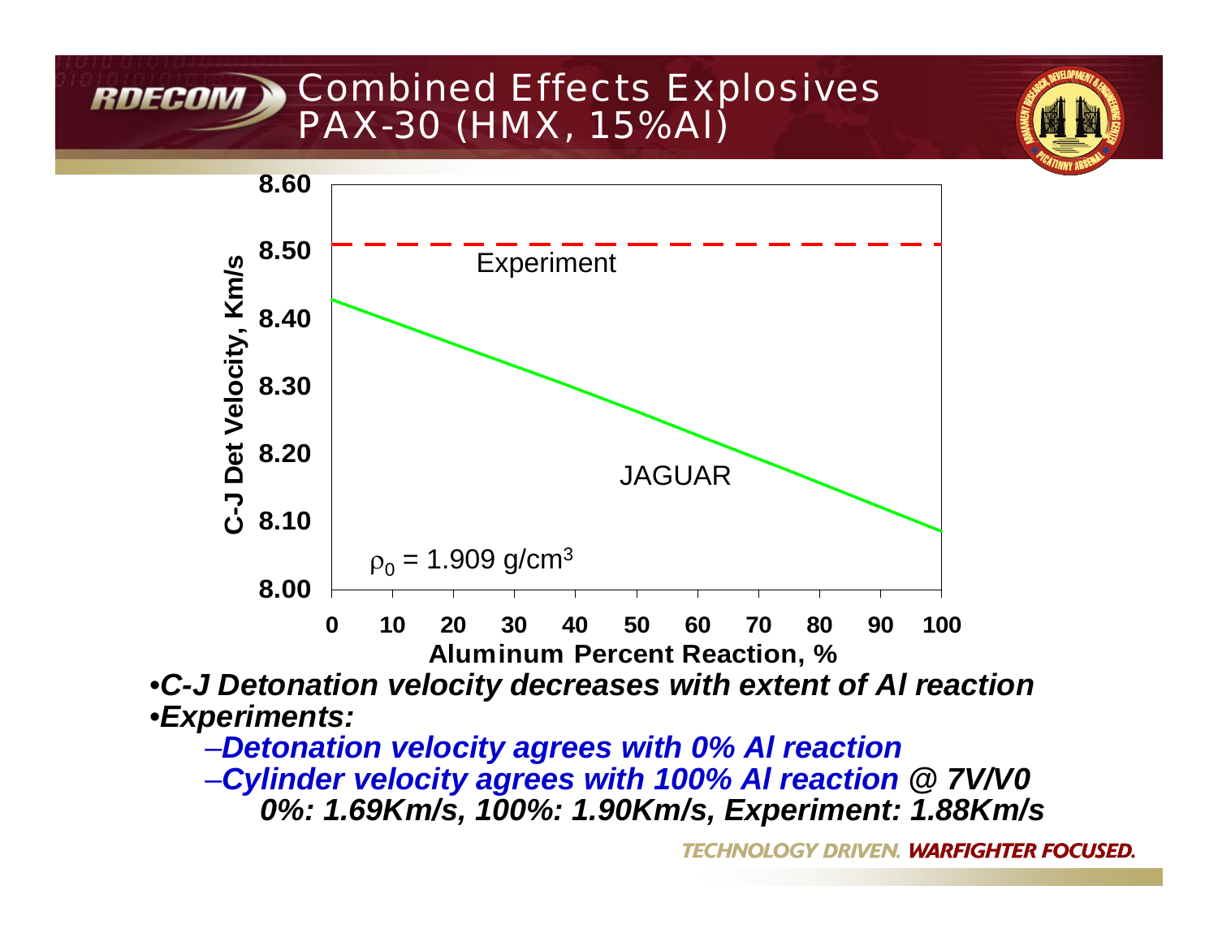# Combined Effects Explosives
## PAX-30 (HMX, 15%Al)

- *C-J Detonation velocity decreases with extent of Al reaction*
- *Experiments:*
  - *Detonation velocity agrees with 0% Al reaction*
  - *Cylinder velocity agrees with 100% Al reaction @ 7V/V0*
    *0%: 1.69Km/s, 100%: 1.90Km/s, Experiment: 1.88Km/s*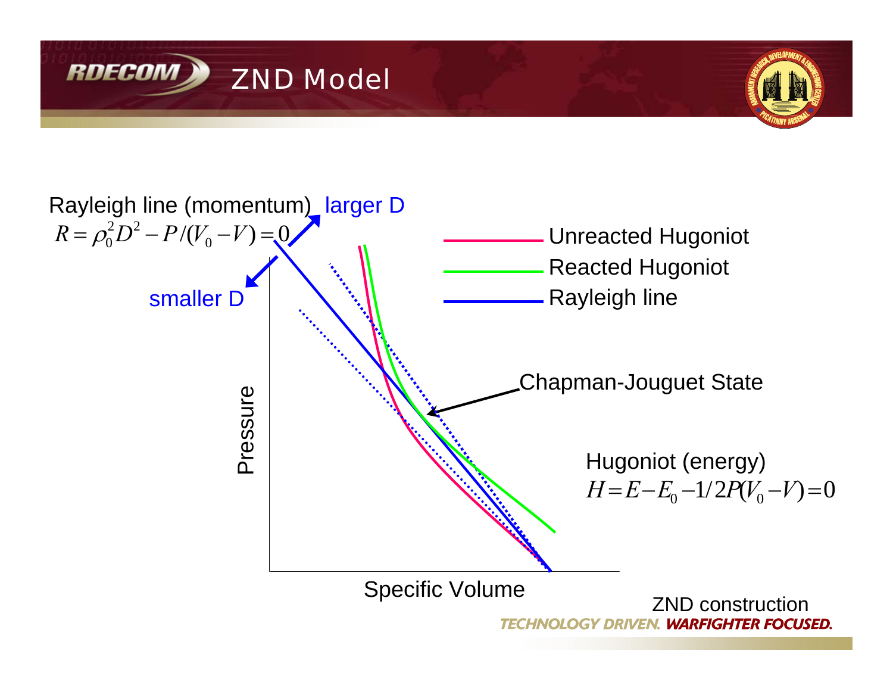# ZND Model

Rayleigh line (momentum)

$$R = \rho_0^2 D^2 - P/(V_0 - V) = 0$$

larger D

smaller D

- Unreacted Hugoniot
- Reacted Hugoniot
- Rayleigh line

Chapman-Jouguet State

Hugoniot (energy)

$$H = E - E_0 - 1/2P(V_0 - V) = 0$$

Pressure

Specific Volume

ZND construction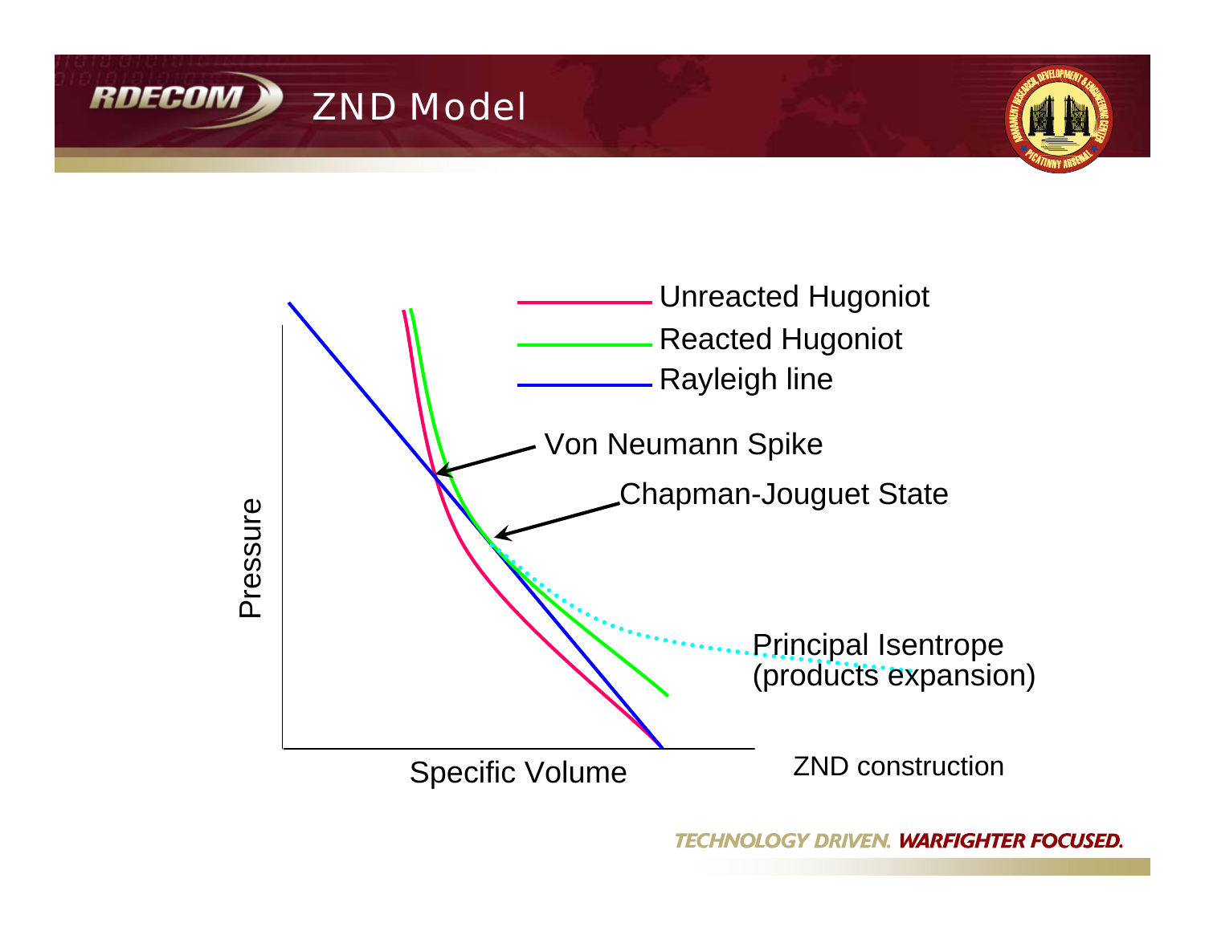# ZND Model

Unreacted Hugoniot

Reacted Hugoniot

Rayleigh line

Von Neumann Spike

Chapman-Jouguet State

Principal Isentrope (products expansion)

Pressure

Specific Volume

ZND construction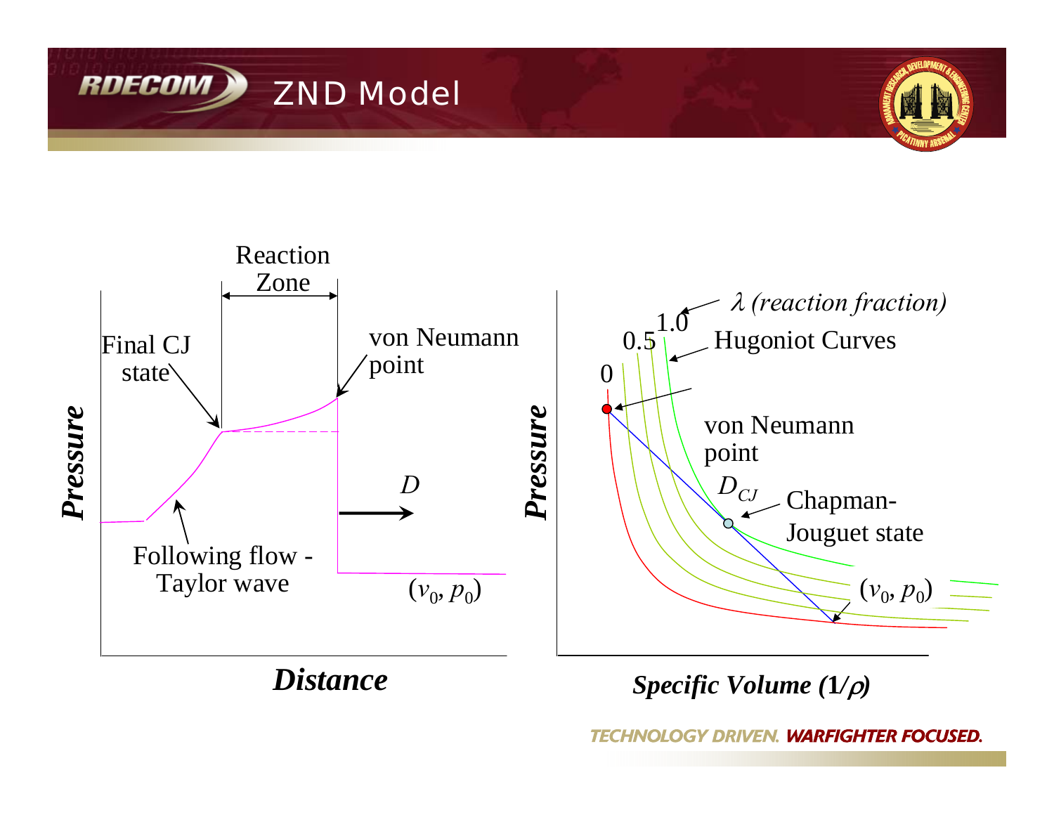# ZND Model

Reaction Zone

Final CJ state

von Neumann point

*D*

Following flow - Taylor wave

$(v_0, p_0)$

***Pressure***

***Distance***

$\lambda$ *(reaction fraction)*

1.0

0.5

0

Hugoniot Curves

von Neumann point

$D_{CJ}$

Chapman-Jouguet state

$(v_0, p_0)$

***Pressure***

***Specific Volume (1/$\rho$)***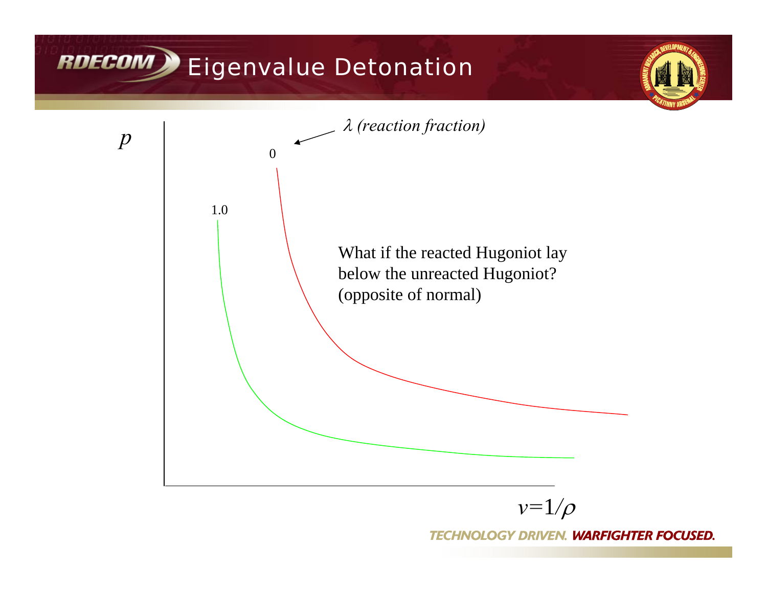# Eigenvalue Detonation

$p$

$\lambda$ *(reaction fraction)*

0

1.0

What if the reacted Hugoniot lay below the unreacted Hugoniot? (opposite of normal)

$v=1/\rho$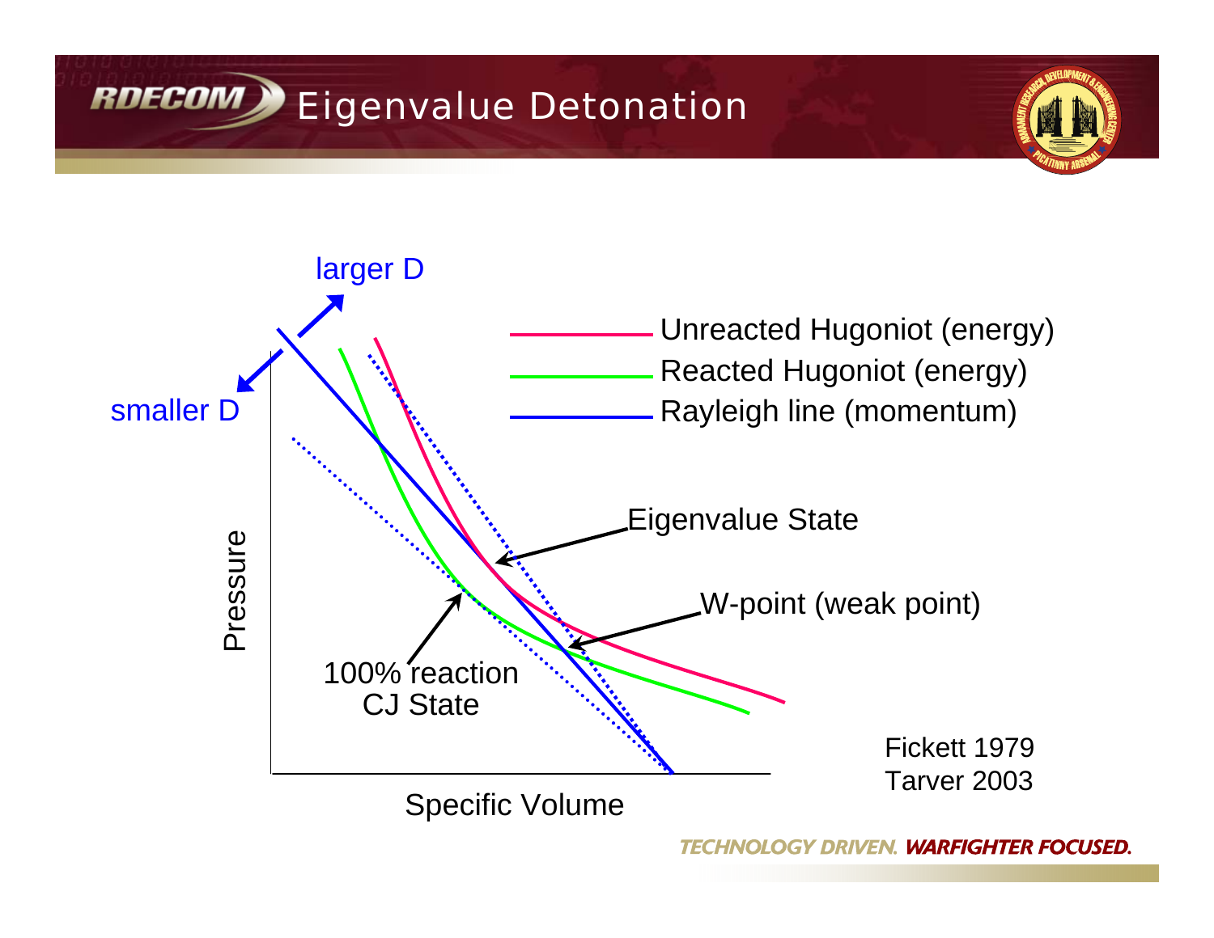# Eigenvalue Detonation

larger D

smaller D

Unreacted Hugoniot (energy)

Reacted Hugoniot (energy)

Rayleigh line (momentum)

Eigenvalue State

W-point (weak point)

100% reaction
CJ State

Pressure

Specific Volume

Fickett 1979
Tarver 2003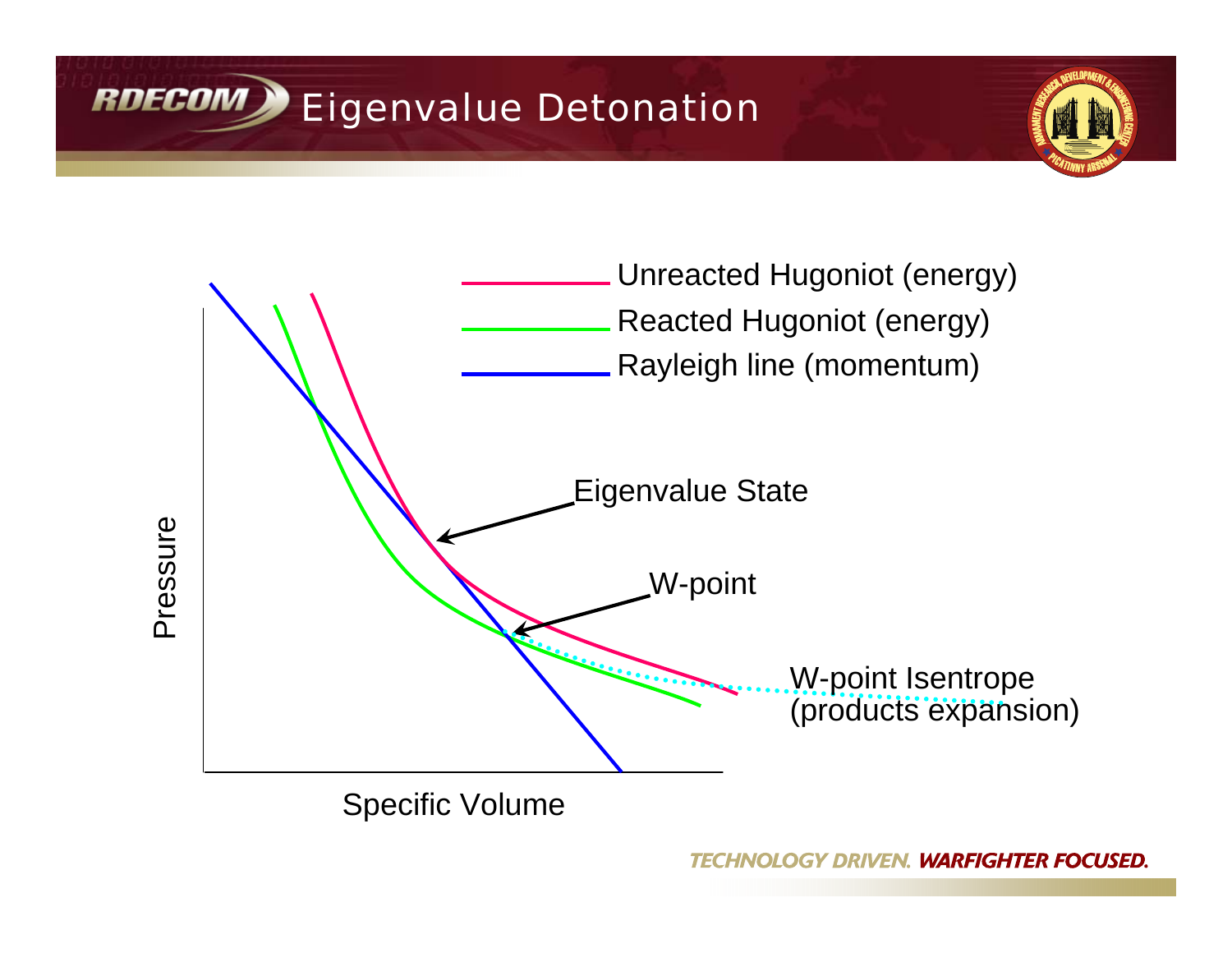# Eigenvalue Detonation

Unreacted Hugoniot (energy)

Reacted Hugoniot (energy)

Rayleigh line (momentum)

Eigenvalue State

W-point

W-point Isentrope (products expansion)

Pressure

Specific Volume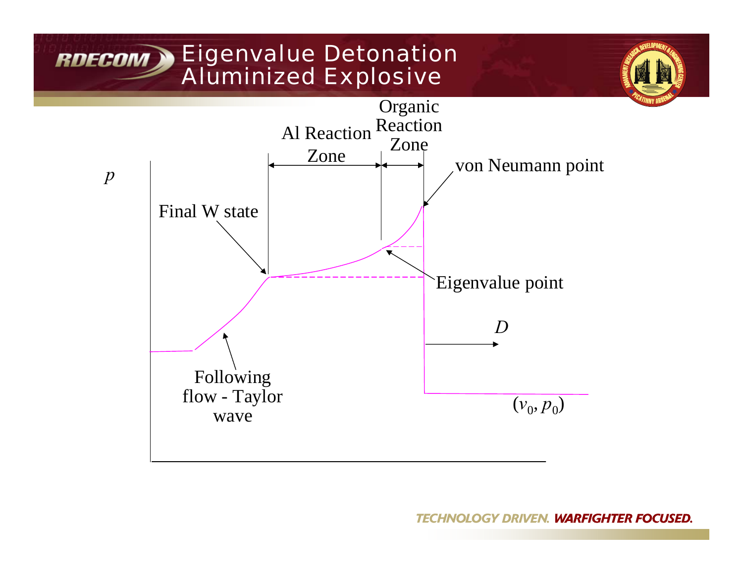# Eigenvalue Detonation Aluminized Explosive

$p$

Organic Reaction Zone

Al Reaction Zone

von Neumann point

Final W state

Eigenvalue point

$D$

Following flow - Taylor wave

$(v_0, p_0)$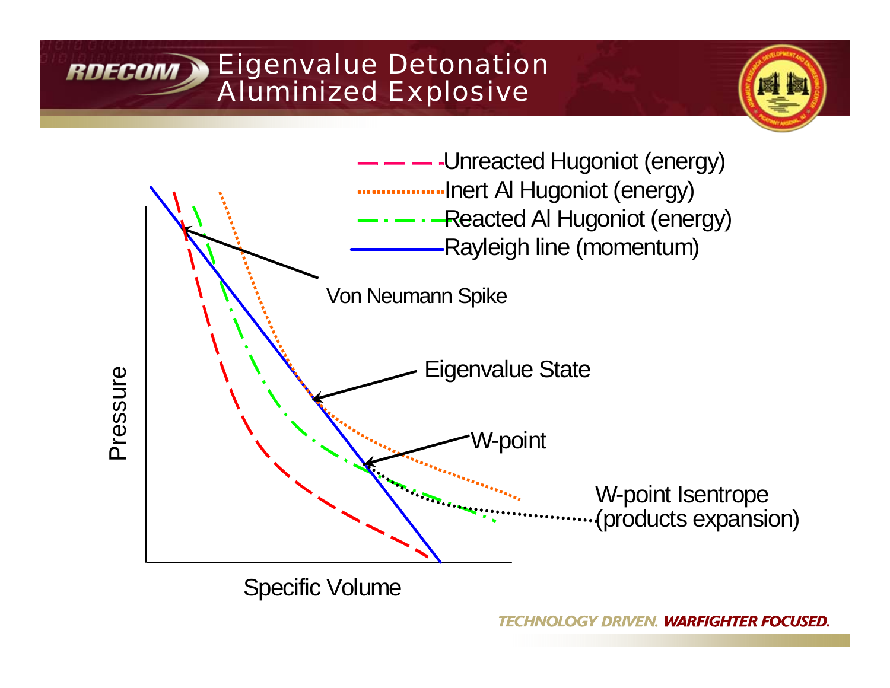# Eigenvalue Detonation Aluminized Explosive

- Unreacted Hugoniot (energy)
- Inert Al Hugoniot (energy)
- Reacted Al Hugoniot (energy)
- Rayleigh line (momentum)

Von Neumann Spike

Eigenvalue State

W-point

W-point Isentrope (products expansion)

Pressure

Specific Volume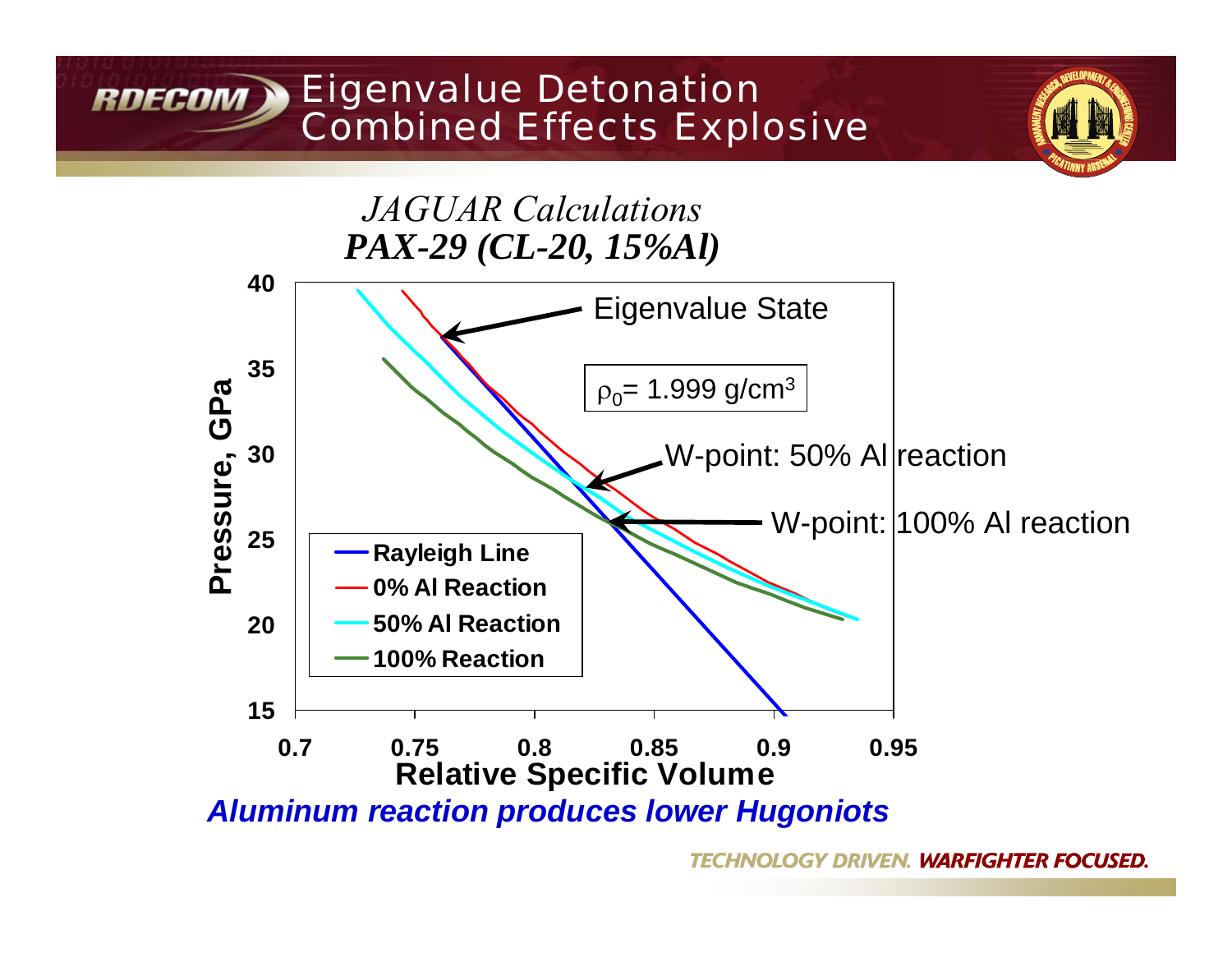# Eigenvalue Detonation Combined Effects Explosive

*JAGUAR Calculations*

***PAX-29 (CL-20, 15%Al)***

Eigenvalue State

$\rho_0$= 1.999 g/cm$^3$

W-point: 50% Al reaction

W-point: 100% Al reaction

- Rayleigh Line
- 0% Al Reaction
- 50% Al Reaction
- 100% Reaction

Pressure, GPa: 15, 20, 25, 30, 35, 40

Relative Specific Volume: 0.7, 0.75, 0.8, 0.85, 0.9, 0.95

***Aluminum reaction produces lower Hugoniots***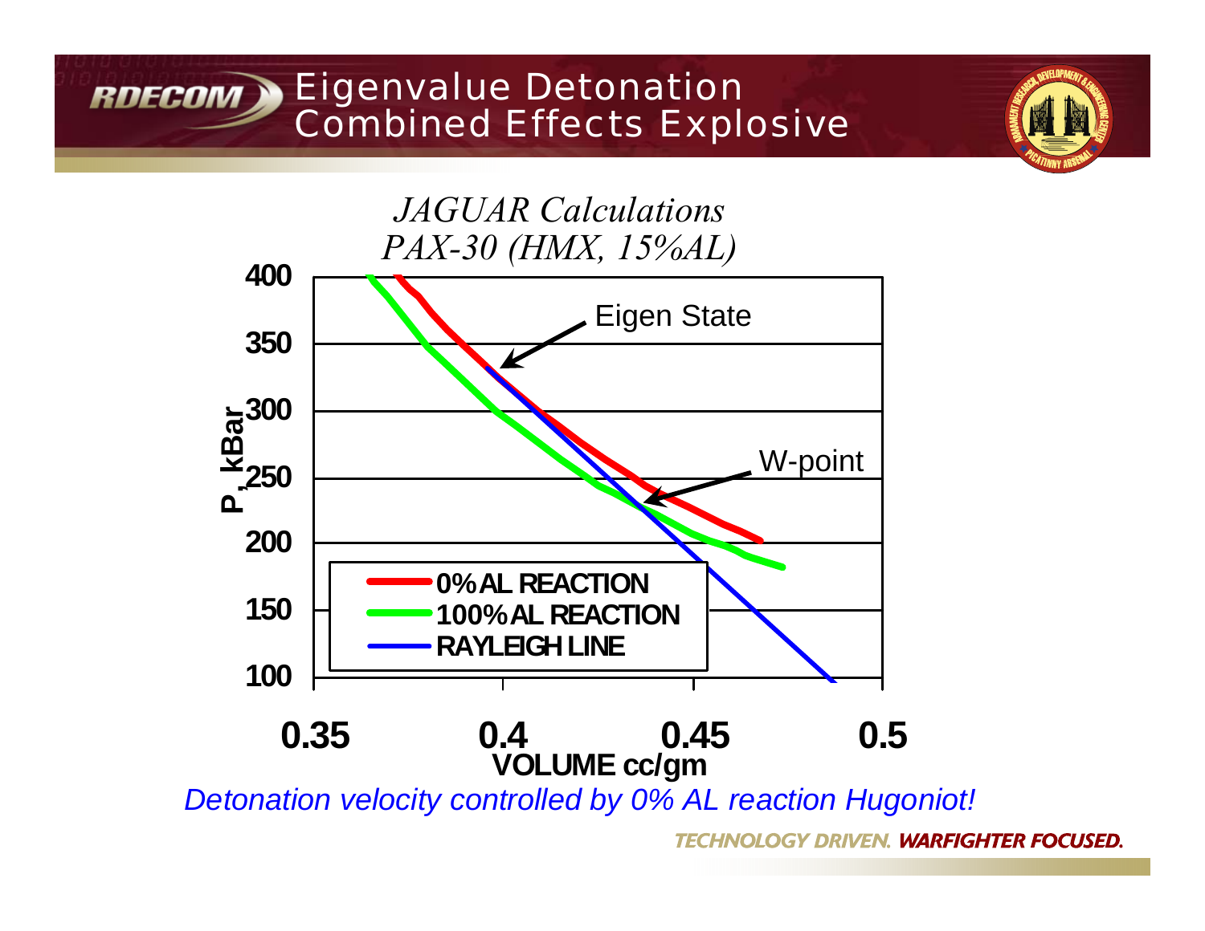# Eigenvalue Detonation Combined Effects Explosive

*JAGUAR Calculations*
*PAX-30 (HMX, 15%AL)*

P, kBar: 400, 350, 300, 250, 200, 150, 100

VOLUME cc/gm: 0.35, 0.4, 0.45, 0.5

Eigen State

W-point

- 0% AL REACTION
- 100% AL REACTION
- RAYLEIGH LINE

*Detonation velocity controlled by 0% AL reaction Hugoniot!*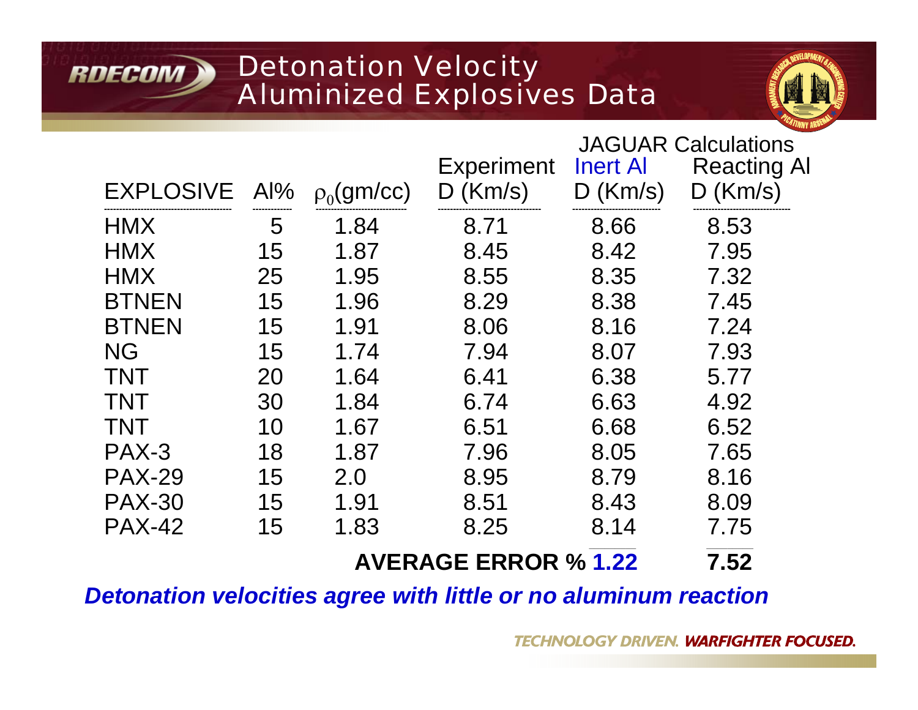# Detonation Velocity Aluminized Explosives Data

| EXPLOSIVE | Al% | $\rho_0$(gm/cc) | Experiment D (Km/s) | JAGUAR Calculations Inert Al D (Km/s) | JAGUAR Calculations Reacting Al D (Km/s) |
|---|---|---|---|---|---|
| HMX | 5 | 1.84 | 8.71 | 8.66 | 8.53 |
| HMX | 15 | 1.87 | 8.45 | 8.42 | 7.95 |
| HMX | 25 | 1.95 | 8.55 | 8.35 | 7.32 |
| BTNEN | 15 | 1.96 | 8.29 | 8.38 | 7.45 |
| BTNEN | 15 | 1.91 | 8.06 | 8.16 | 7.24 |
| NG | 15 | 1.74 | 7.94 | 8.07 | 7.93 |
| TNT | 20 | 1.64 | 6.41 | 6.38 | 5.77 |
| TNT | 30 | 1.84 | 6.74 | 6.63 | 4.92 |
| TNT | 10 | 1.67 | 6.51 | 6.68 | 6.52 |
| PAX-3 | 18 | 1.87 | 7.96 | 8.05 | 7.65 |
| PAX-29 | 15 | 2.0 | 8.95 | 8.79 | 8.16 |
| PAX-30 | 15 | 1.91 | 8.51 | 8.43 | 8.09 |
| PAX-42 | 15 | 1.83 | 8.25 | 8.14 | 7.75 |
| | | | **AVERAGE ERROR %** | **1.22** | **7.52** |

***Detonation velocities agree with little or no aluminum reaction***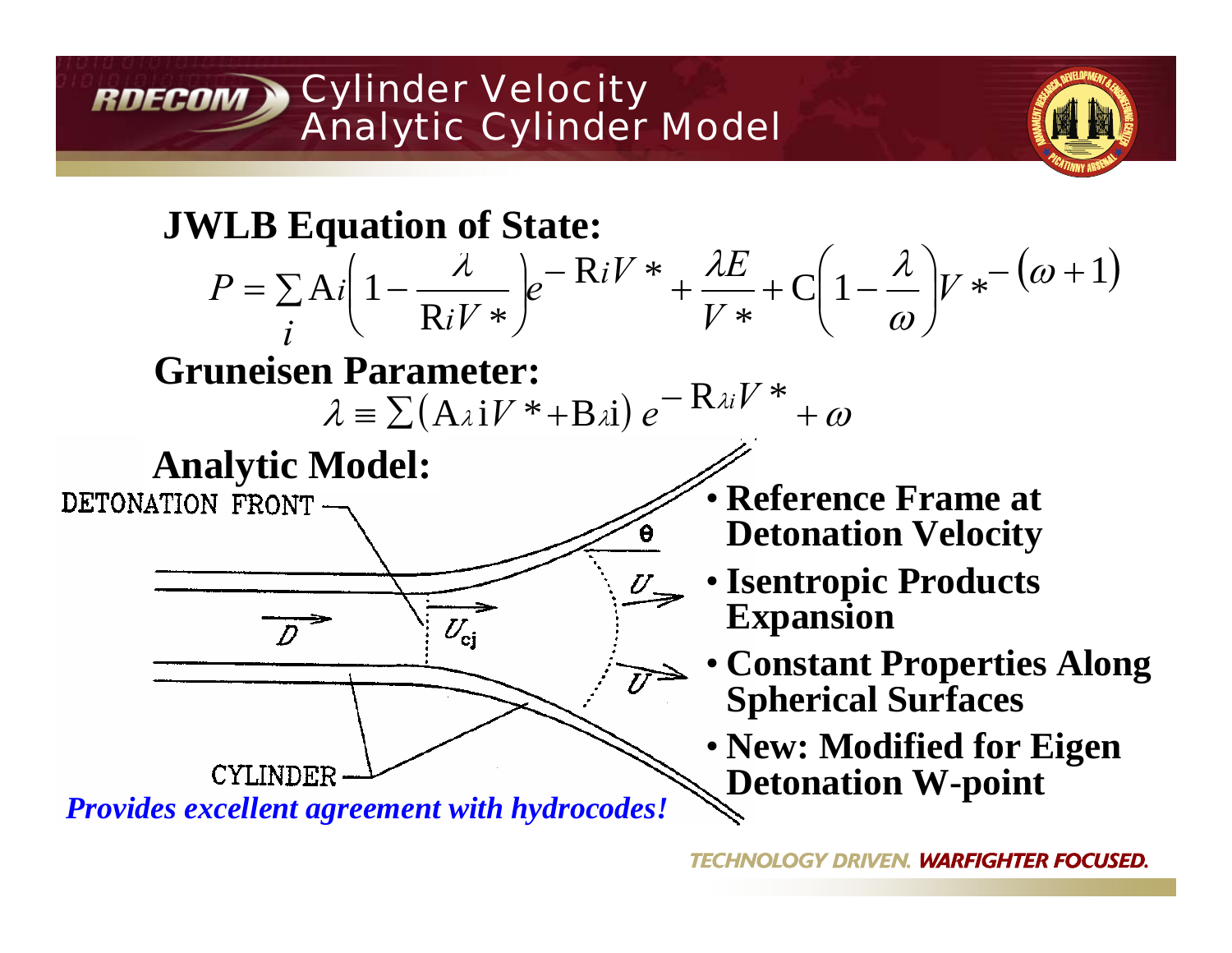# Cylinder Velocity
## Analytic Cylinder Model

**JWLB Equation of State:**

$$P = \sum_i \mathrm{A}i\left(1 - \frac{\lambda}{\mathrm{R}iV*}\right)e^{-\mathrm{R}iV*} + \frac{\lambda E}{V*} + \mathrm{C}\left(1 - \frac{\lambda}{\omega}\right)V*^{-(\omega+1)}$$

**Gruneisen Parameter:**

$$\lambda \equiv \sum\left(\mathrm{A}_{\lambda}\mathrm{i}V* + \mathrm{B}_{\lambda}\mathrm{i}\right)e^{-\mathrm{R}_{\lambda i}V*} + \omega$$

**Analytic Model:**

DETONATION FRONT

$\theta$

$U$

$D$

$U_{cj}$

$U$

CYLINDER

- **Reference Frame at Detonation Velocity**
- **Isentropic Products Expansion**
- **Constant Properties Along Spherical Surfaces**
- **New: Modified for Eigen Detonation W-point**

***Provides excellent agreement with hydrocodes!***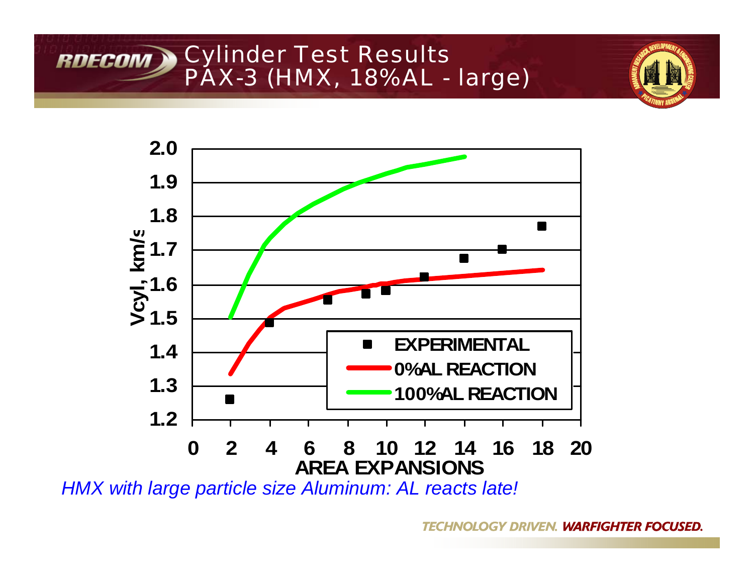# Cylinder Test Results
## PAX-3 (HMX, 18%AL - large)

*HMX with large particle size Aluminum: AL reacts late!*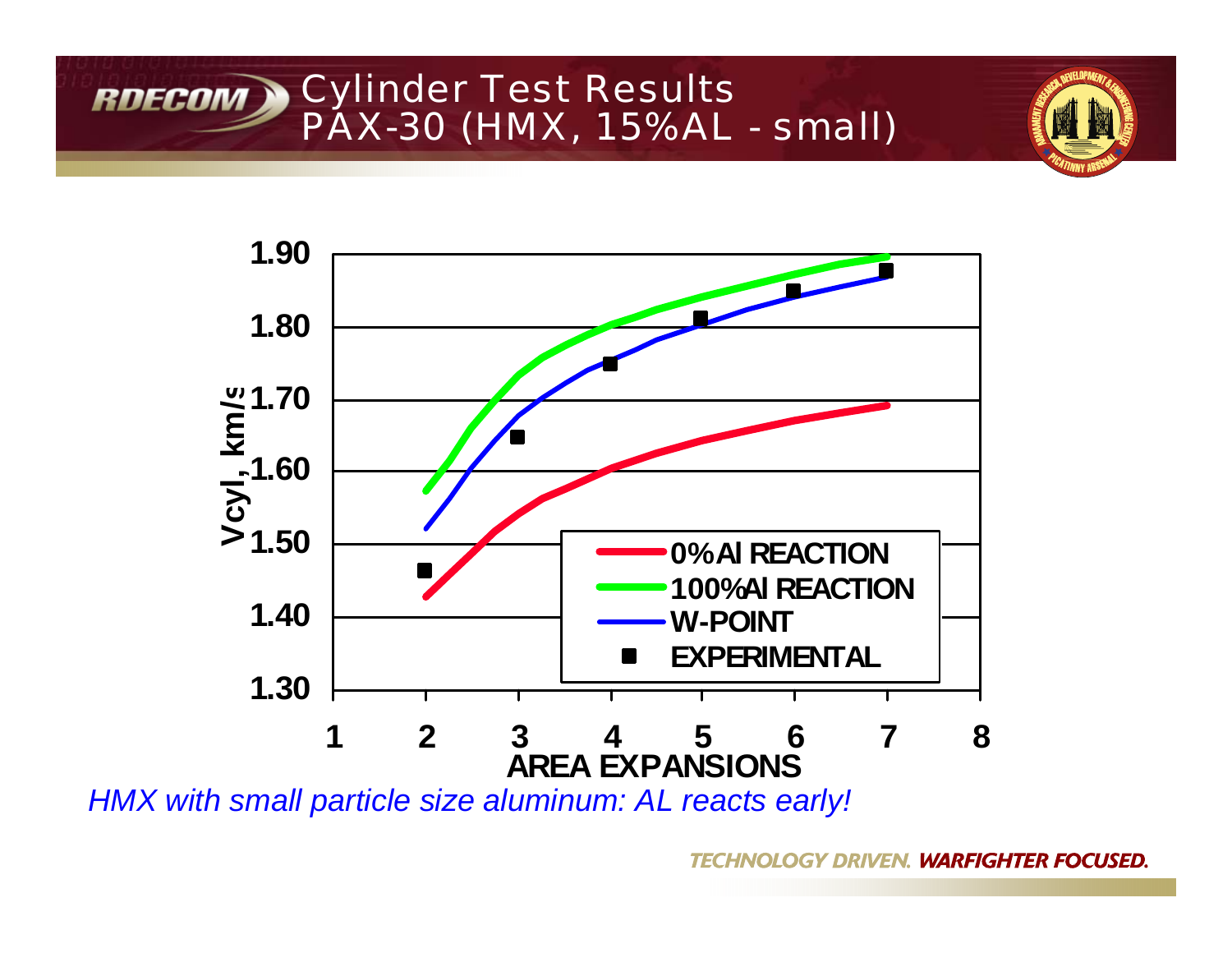# Cylinder Test Results
## PAX-30 (HMX, 15%AL - small)

*HMX with small particle size aluminum: AL reacts early!*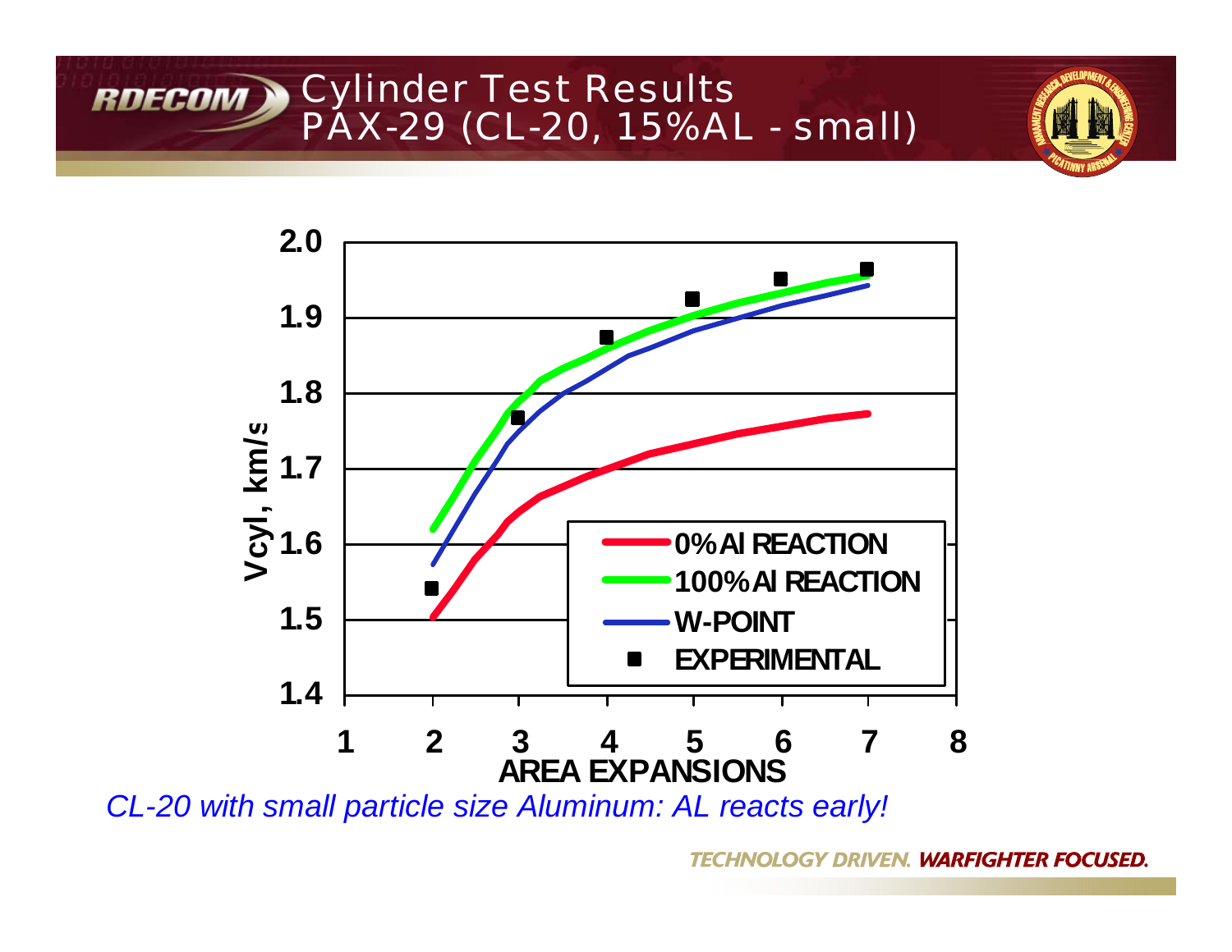# Cylinder Test Results
## PAX-29 (CL-20, 15%AL - small)

*CL-20 with small particle size Aluminum: AL reacts early!*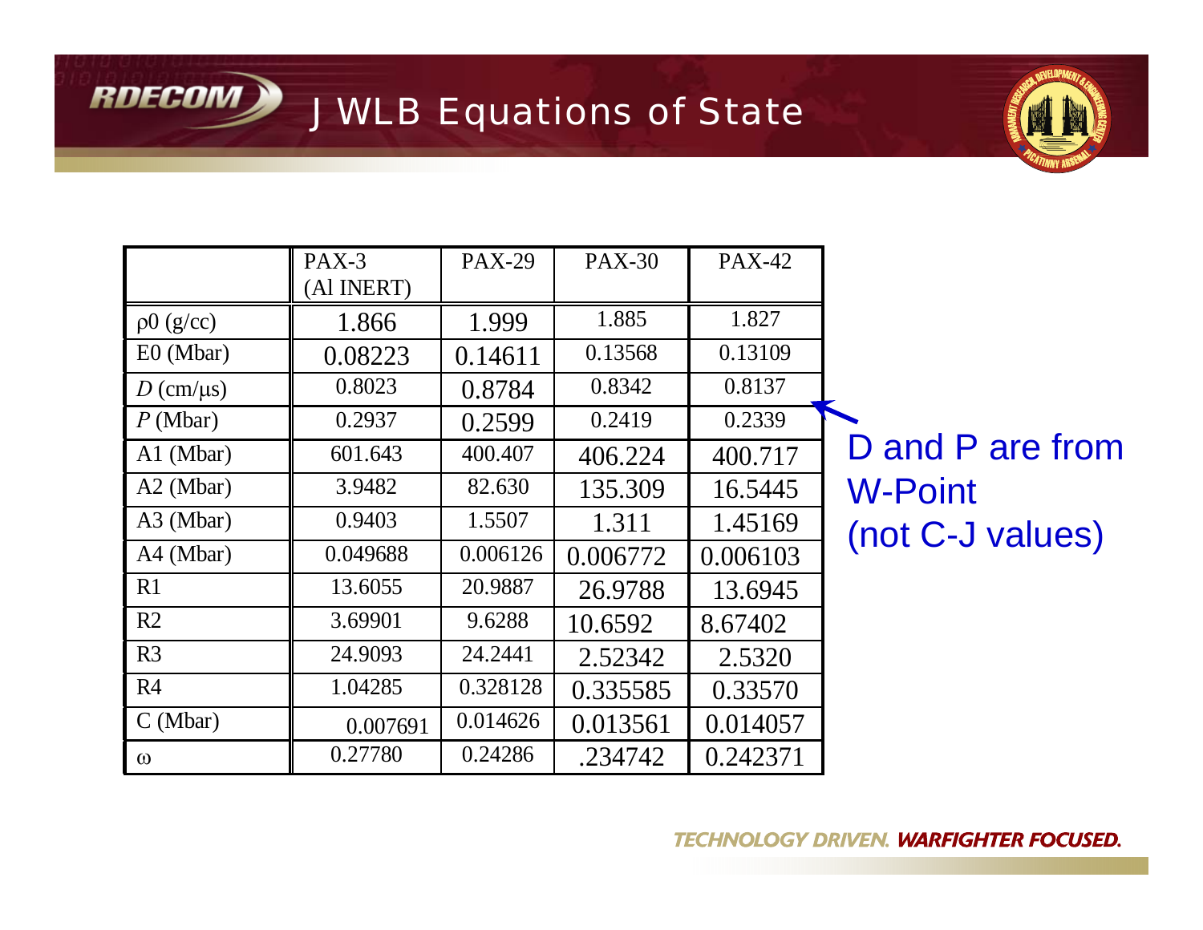# JWLB Equations of State

|  | PAX-3 (Al INERT) | PAX-29 | PAX-30 | PAX-42 |
|---|---|---|---|---|
| $\rho_0$ (g/cc) | 1.866 | 1.999 | 1.885 | 1.827 |
| E0 (Mbar) | 0.08223 | 0.14611 | 0.13568 | 0.13109 |
| $D$ (cm/μs) | 0.8023 | 0.8784 | 0.8342 | 0.8137 |
| $P$ (Mbar) | 0.2937 | 0.2599 | 0.2419 | 0.2339 |
| A1 (Mbar) | 601.643 | 400.407 | 406.224 | 400.717 |
| A2 (Mbar) | 3.9482 | 82.630 | 135.309 | 16.5445 |
| A3 (Mbar) | 0.9403 | 1.5507 | 1.311 | 1.45169 |
| A4 (Mbar) | 0.049688 | 0.006126 | 0.006772 | 0.006103 |
| R1 | 13.6055 | 20.9887 | 26.9788 | 13.6945 |
| R2 | 3.69901 | 9.6288 | 10.6592 | 8.67402 |
| R3 | 24.9093 | 24.2441 | 2.52342 | 2.5320 |
| R4 | 1.04285 | 0.328128 | 0.335585 | 0.33570 |
| C (Mbar) | 0.007691 | 0.014626 | 0.013561 | 0.014057 |
| $\omega$ | 0.27780 | 0.24286 | .234742 | 0.242371 |

D and P are from W-Point (not C-J values)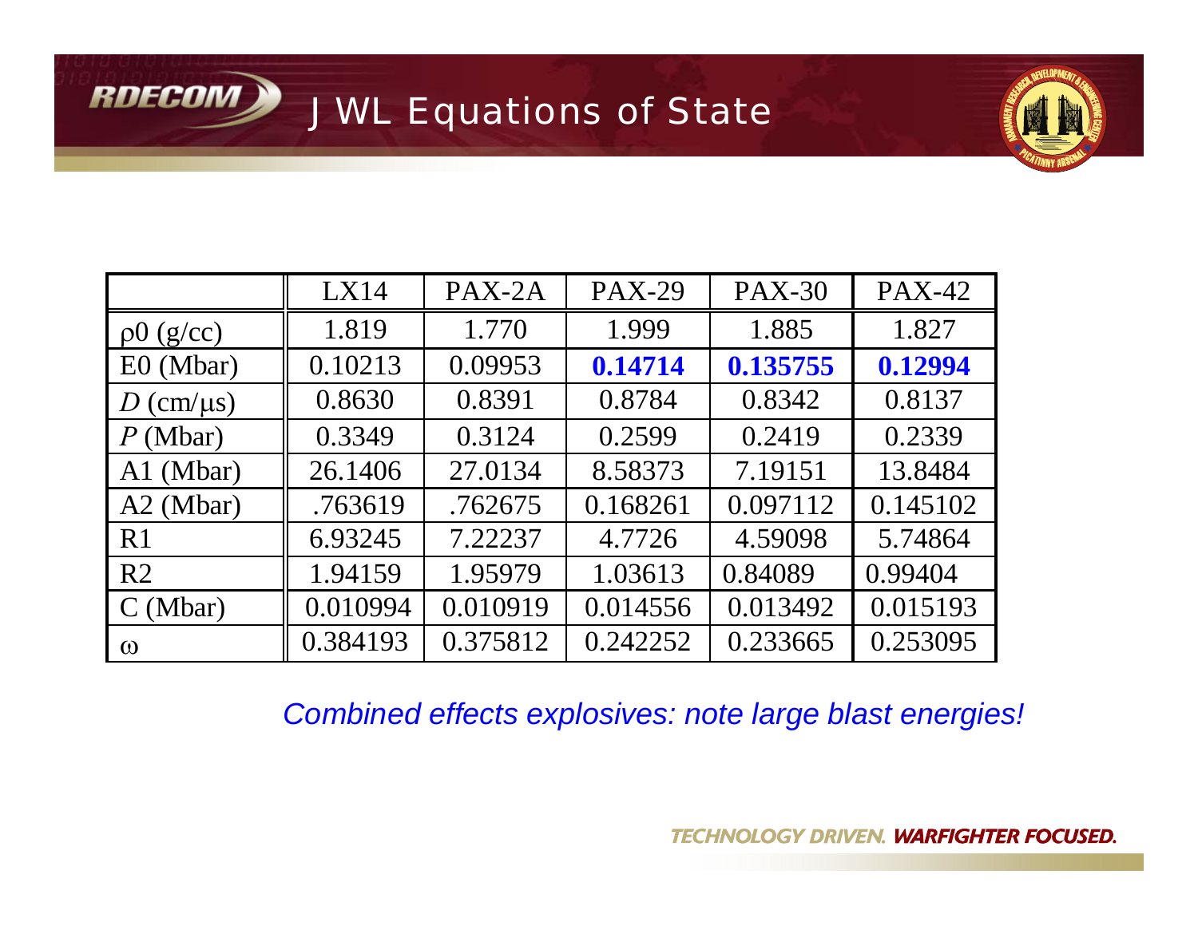# JWL Equations of State

| | LX14 | PAX-2A | PAX-29 | PAX-30 | PAX-42 |
|---|---|---|---|---|---|
| $\rho 0$ (g/cc) | 1.819 | 1.770 | 1.999 | 1.885 | 1.827 |
| E0 (Mbar) | 0.10213 | 0.09953 | **0.14714** | **0.135755** | **0.12994** |
| $D$ (cm/μs) | 0.8630 | 0.8391 | 0.8784 | 0.8342 | 0.8137 |
| $P$ (Mbar) | 0.3349 | 0.3124 | 0.2599 | 0.2419 | 0.2339 |
| A1 (Mbar) | 26.1406 | 27.0134 | 8.58373 | 7.19151 | 13.8484 |
| A2 (Mbar) | .763619 | .762675 | 0.168261 | 0.097112 | 0.145102 |
| R1 | 6.93245 | 7.22237 | 4.7726 | 4.59098 | 5.74864 |
| R2 | 1.94159 | 1.95979 | 1.03613 | 0.84089 | 0.99404 |
| C (Mbar) | 0.010994 | 0.010919 | 0.014556 | 0.013492 | 0.015193 |
| $\omega$ | 0.384193 | 0.375812 | 0.242252 | 0.233665 | 0.253095 |

*Combined effects explosives: note large blast energies!*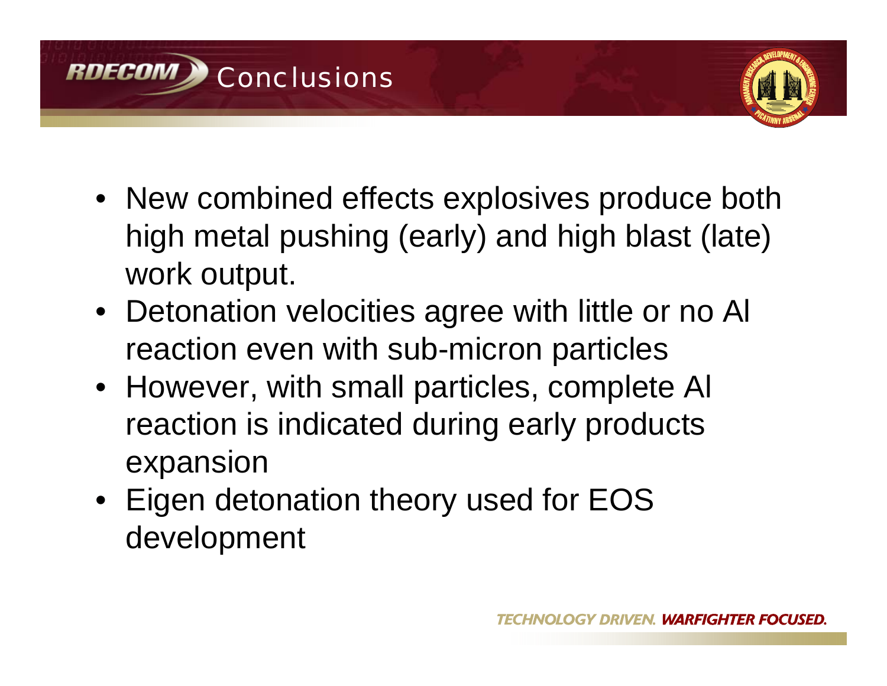# Conclusions

- New combined effects explosives produce both high metal pushing (early) and high blast (late) work output.
- Detonation velocities agree with little or no Al reaction even with sub-micron particles
- However, with small particles, complete Al reaction is indicated during early products expansion
- Eigen detonation theory used for EOS development